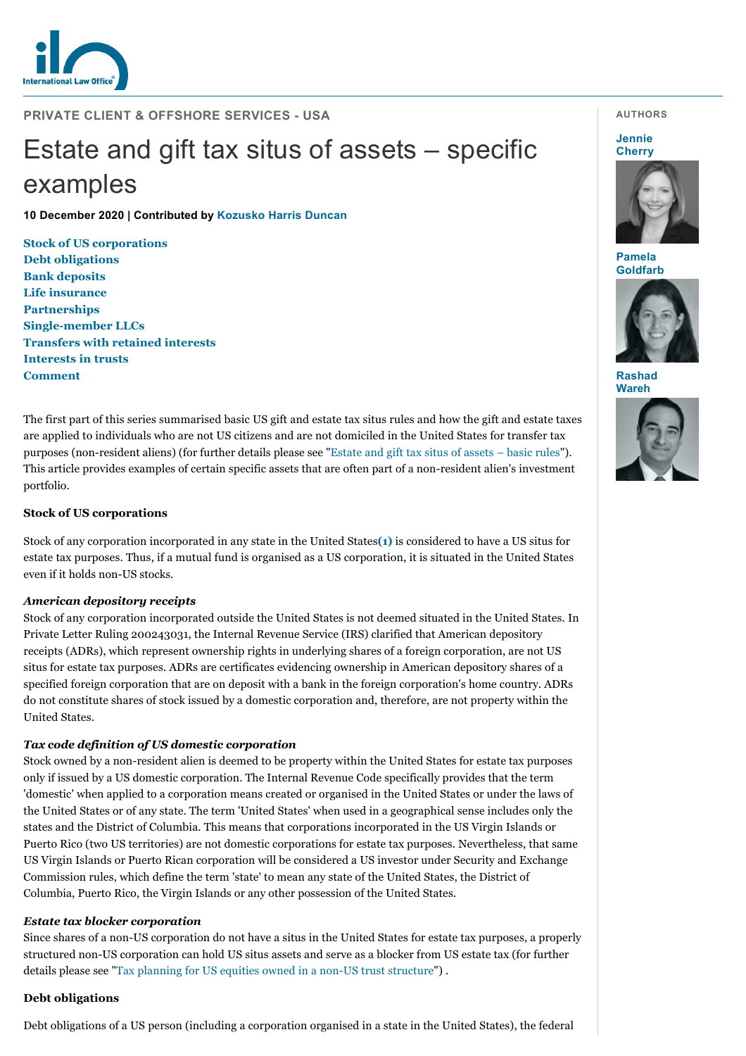PRIVATE CLIENT & OFFSHORE SERVICES - USA

# Estate and gift tax situs of assets – specific examples

**10 December 2020 | Contributed by Kozusko Harris Duncan**

AUTHORS

Jennie Cherry

Pamela Goldfarb

Rashad Wareh

- Stock of US corporations
- Debt obligations
- Bank deposits
- Life insurance
- Partnerships
- Single-member LLCs
- Transfers with retained interests
- Interests in trusts
- Comment

The first part of this series summarised basic US gift and estate tax situs rules and how the gift and estate taxes are applied to individuals who are not US citizens and are not domiciled in the United States for transfer tax purposes (non-resident aliens) (for further details please see "Estate and gift tax situs of assets – basic rules"). This article provides examples of certain specific assets that are often part of a non-resident alien's investment portfolio.

## Stock of US corporations

Stock of any corporation incorporated in any state in the United States[(1)] is considered to have a US situs for estate tax purposes. Thus, if a mutual fund is organised as a US corporation, it is situated in the United States even if it holds non-US stocks.

### *American depository receipts*

Stock of any corporation incorporated outside the United States is not deemed situated in the United States. In Private Letter Ruling 200243031, the Internal Revenue Service (IRS) clarified that American depository receipts (ADRs), which represent ownership rights in underlying shares of a foreign corporation, are not US situs for estate tax purposes. ADRs are certificates evidencing ownership in American depository shares of a specified foreign corporation that are on deposit with a bank in the foreign corporation's home country. ADRs do not constitute shares of stock issued by a domestic corporation and, therefore, are not property within the United States.

### *Tax code definition of US domestic corporation*

Stock owned by a non-resident alien is deemed to be property within the United States for estate tax purposes only if issued by a US domestic corporation. The Internal Revenue Code specifically provides that the term 'domestic' when applied to a corporation means created or organised in the United States or under the laws of the United States or of any state. The term 'United States' when used in a geographical sense includes only the states and the District of Columbia. This means that corporations incorporated in the US Virgin Islands or Puerto Rico (two US territories) are not domestic corporations for estate tax purposes. Nevertheless, that same US Virgin Islands or Puerto Rican corporation will be considered a US investor under Security and Exchange Commission rules, which define the term 'state' to mean any state of the United States, the District of Columbia, Puerto Rico, the Virgin Islands or any other possession of the United States.

### *Estate tax blocker corporation*

Since shares of a non-US corporation do not have a situs in the United States for estate tax purposes, a properly structured non-US corporation can hold US situs assets and serve as a blocker from US estate tax (for further details please see "Tax planning for US equities owned in a non-US trust structure") .

## Debt obligations

Debt obligations of a US person (including a corporation organised in a state in the United States), the federal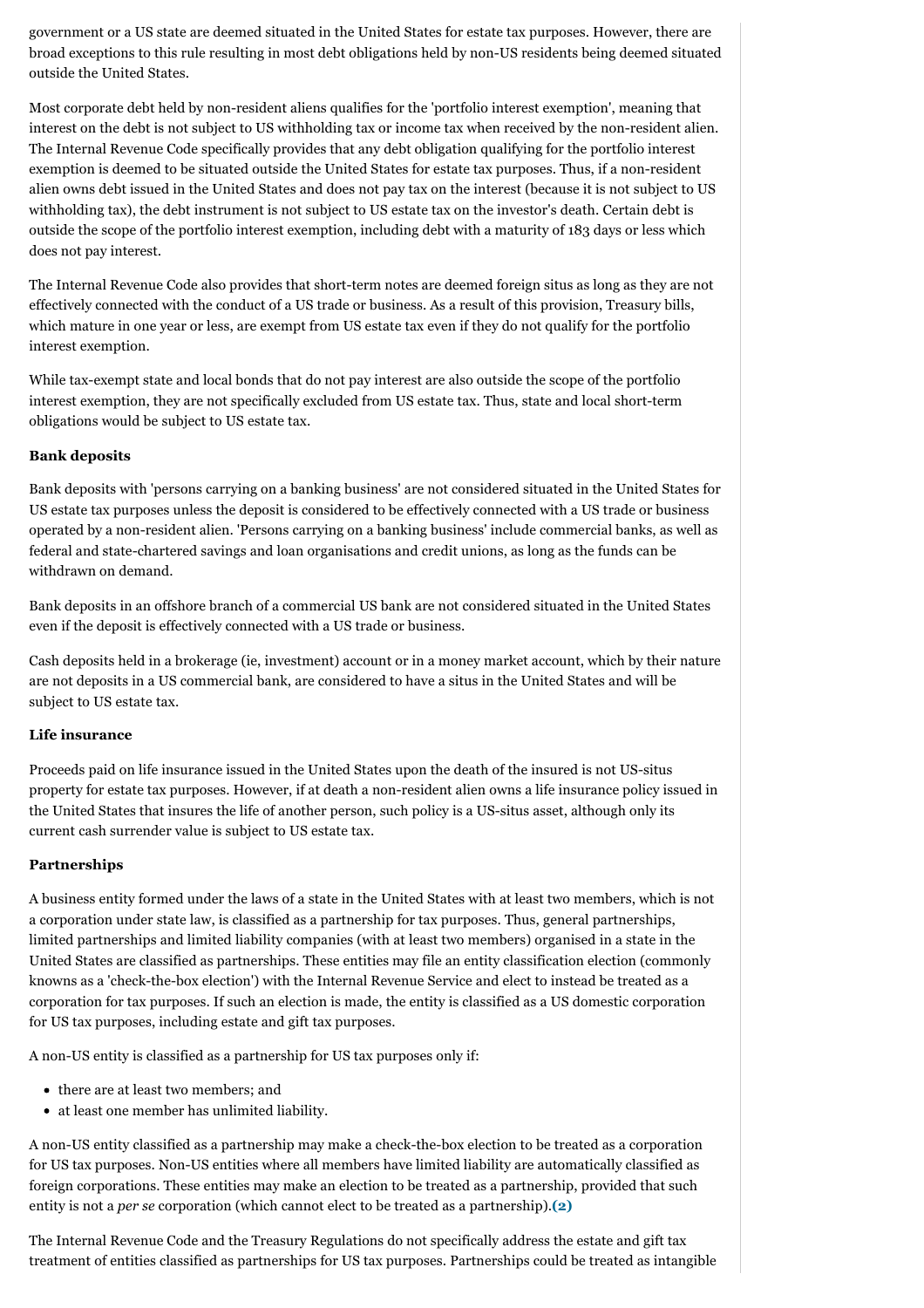government or a US state are deemed situated in the United States for estate tax purposes. However, there are broad exceptions to this rule resulting in most debt obligations held by non-US residents being deemed situated outside the United States.

Most corporate debt held by non-resident aliens qualifies for the 'portfolio interest exemption', meaning that interest on the debt is not subject to US withholding tax or income tax when received by the non-resident alien. The Internal Revenue Code specifically provides that any debt obligation qualifying for the portfolio interest exemption is deemed to be situated outside the United States for estate tax purposes. Thus, if a non-resident alien owns debt issued in the United States and does not pay tax on the interest (because it is not subject to US withholding tax), the debt instrument is not subject to US estate tax on the investor's death. Certain debt is outside the scope of the portfolio interest exemption, including debt with a maturity of 183 days or less which does not pay interest.

The Internal Revenue Code also provides that short-term notes are deemed foreign situs as long as they are not effectively connected with the conduct of a US trade or business. As a result of this provision, Treasury bills, which mature in one year or less, are exempt from US estate tax even if they do not qualify for the portfolio interest exemption.

While tax-exempt state and local bonds that do not pay interest are also outside the scope of the portfolio interest exemption, they are not specifically excluded from US estate tax. Thus, state and local short-term obligations would be subject to US estate tax.

**Bank deposits**

Bank deposits with 'persons carrying on a banking business' are not considered situated in the United States for US estate tax purposes unless the deposit is considered to be effectively connected with a US trade or business operated by a non-resident alien. 'Persons carrying on a banking business' include commercial banks, as well as federal and state-chartered savings and loan organisations and credit unions, as long as the funds can be withdrawn on demand.

Bank deposits in an offshore branch of a commercial US bank are not considered situated in the United States even if the deposit is effectively connected with a US trade or business.

Cash deposits held in a brokerage (ie, investment) account or in a money market account, which by their nature are not deposits in a US commercial bank, are considered to have a situs in the United States and will be subject to US estate tax.

**Life insurance**

Proceeds paid on life insurance issued in the United States upon the death of the insured is not US-situs property for estate tax purposes. However, if at death a non-resident alien owns a life insurance policy issued in the United States that insures the life of another person, such policy is a US-situs asset, although only its current cash surrender value is subject to US estate tax.

**Partnerships**

A business entity formed under the laws of a state in the United States with at least two members, which is not a corporation under state law, is classified as a partnership for tax purposes. Thus, general partnerships, limited partnerships and limited liability companies (with at least two members) organised in a state in the United States are classified as partnerships. These entities may file an entity classification election (commonly knowns as a 'check-the-box election') with the Internal Revenue Service and elect to instead be treated as a corporation for tax purposes. If such an election is made, the entity is classified as a US domestic corporation for US tax purposes, including estate and gift tax purposes.

A non-US entity is classified as a partnership for US tax purposes only if:

- there are at least two members; and
- at least one member has unlimited liability.

A non-US entity classified as a partnership may make a check-the-box election to be treated as a corporation for US tax purposes. Non-US entities where all members have limited liability are automatically classified as foreign corporations. These entities may make an election to be treated as a partnership, provided that such entity is not a *per se* corporation (which cannot elect to be treated as a partnership).**(2)**

The Internal Revenue Code and the Treasury Regulations do not specifically address the estate and gift tax treatment of entities classified as partnerships for US tax purposes. Partnerships could be treated as intangible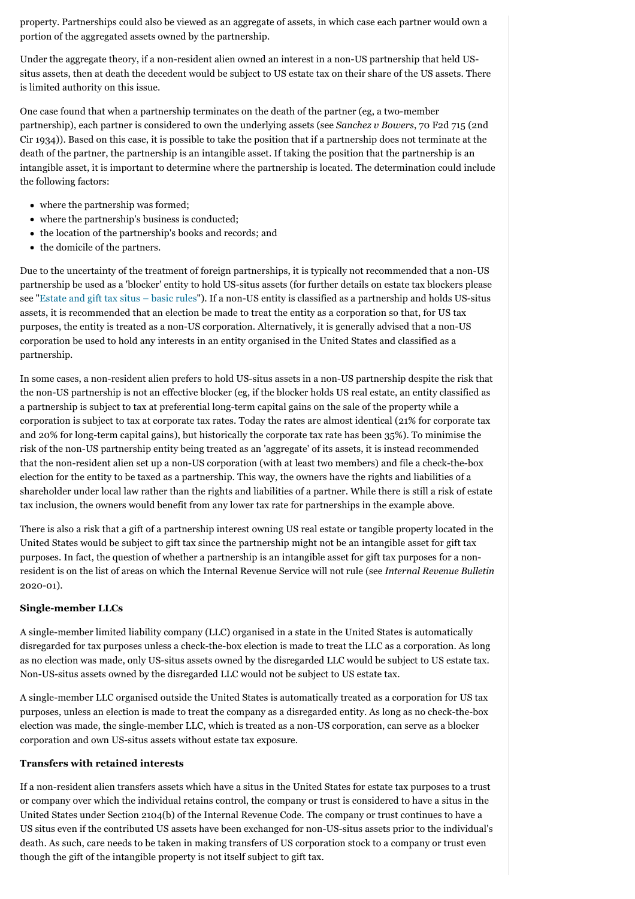property. Partnerships could also be viewed as an aggregate of assets, in which case each partner would own a portion of the aggregated assets owned by the partnership.

Under the aggregate theory, if a non-resident alien owned an interest in a non-US partnership that held US-situs assets, then at death the decedent would be subject to US estate tax on their share of the US assets. There is limited authority on this issue.

One case found that when a partnership terminates on the death of the partner (eg, a two-member partnership), each partner is considered to own the underlying assets (see *Sanchez v Bowers*, 70 F2d 715 (2nd Cir 1934)). Based on this case, it is possible to take the position that if a partnership does not terminate at the death of the partner, the partnership is an intangible asset. If taking the position that the partnership is an intangible asset, it is important to determine where the partnership is located. The determination could include the following factors:

- where the partnership was formed;
- where the partnership's business is conducted;
- the location of the partnership's books and records; and
- the domicile of the partners.

Due to the uncertainty of the treatment of foreign partnerships, it is typically not recommended that a non-US partnership be used as a 'blocker' entity to hold US-situs assets (for further details on estate tax blockers please see "Estate and gift tax situs – basic rules"). If a non-US entity is classified as a partnership and holds US-situs assets, it is recommended that an election be made to treat the entity as a corporation so that, for US tax purposes, the entity is treated as a non-US corporation. Alternatively, it is generally advised that a non-US corporation be used to hold any interests in an entity organised in the United States and classified as a partnership.

In some cases, a non-resident alien prefers to hold US-situs assets in a non-US partnership despite the risk that the non-US partnership is not an effective blocker (eg, if the blocker holds US real estate, an entity classified as a partnership is subject to tax at preferential long-term capital gains on the sale of the property while a corporation is subject to tax at corporate tax rates. Today the rates are almost identical (21% for corporate tax and 20% for long-term capital gains), but historically the corporate tax rate has been 35%). To minimise the risk of the non-US partnership entity being treated as an 'aggregate' of its assets, it is instead recommended that the non-resident alien set up a non-US corporation (with at least two members) and file a check-the-box election for the entity to be taxed as a partnership. This way, the owners have the rights and liabilities of a shareholder under local law rather than the rights and liabilities of a partner. While there is still a risk of estate tax inclusion, the owners would benefit from any lower tax rate for partnerships in the example above.

There is also a risk that a gift of a partnership interest owning US real estate or tangible property located in the United States would be subject to gift tax since the partnership might not be an intangible asset for gift tax purposes. In fact, the question of whether a partnership is an intangible asset for gift tax purposes for a non-resident is on the list of areas on which the Internal Revenue Service will not rule (see *Internal Revenue Bulletin* 2020-01).

**Single-member LLCs**

A single-member limited liability company (LLC) organised in a state in the United States is automatically disregarded for tax purposes unless a check-the-box election is made to treat the LLC as a corporation. As long as no election was made, only US-situs assets owned by the disregarded LLC would be subject to US estate tax. Non-US-situs assets owned by the disregarded LLC would not be subject to US estate tax.

A single-member LLC organised outside the United States is automatically treated as a corporation for US tax purposes, unless an election is made to treat the company as a disregarded entity. As long as no check-the-box election was made, the single-member LLC, which is treated as a non-US corporation, can serve as a blocker corporation and own US-situs assets without estate tax exposure.

**Transfers with retained interests**

If a non-resident alien transfers assets which have a situs in the United States for estate tax purposes to a trust or company over which the individual retains control, the company or trust is considered to have a situs in the United States under Section 2104(b) of the Internal Revenue Code. The company or trust continues to have a US situs even if the contributed US assets have been exchanged for non-US-situs assets prior to the individual's death. As such, care needs to be taken in making transfers of US corporation stock to a company or trust even though the gift of the intangible property is not itself subject to gift tax.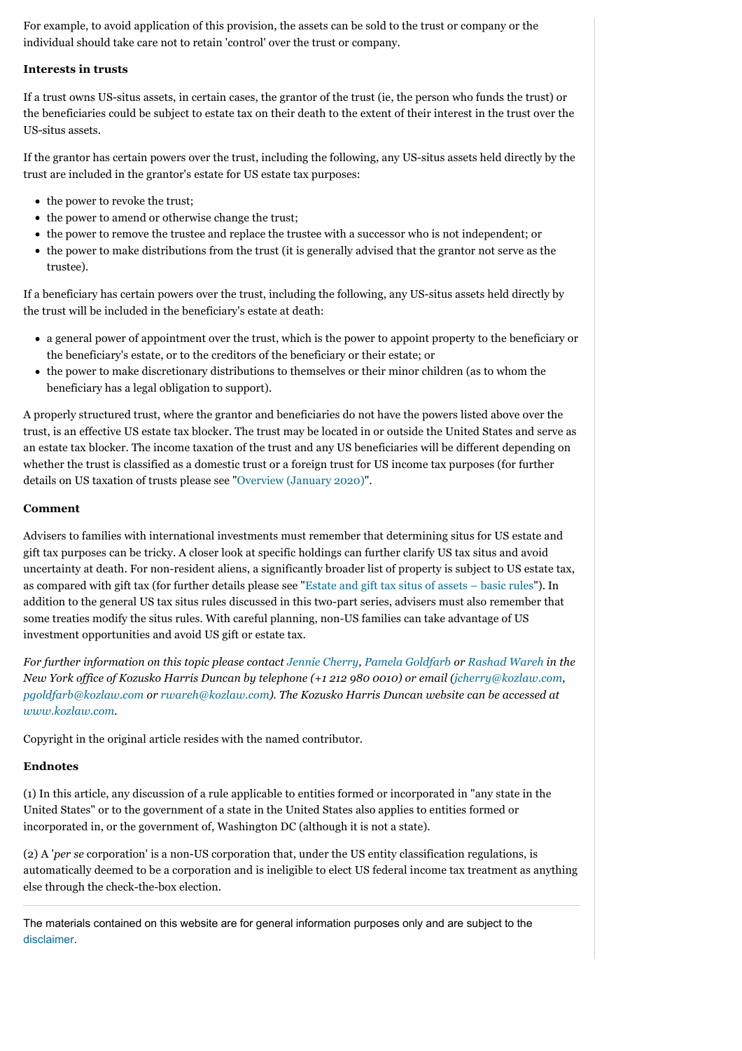For example, to avoid application of this provision, the assets can be sold to the trust or company or the individual should take care not to retain 'control' over the trust or company.

**Interests in trusts**

If a trust owns US-situs assets, in certain cases, the grantor of the trust (ie, the person who funds the trust) or the beneficiaries could be subject to estate tax on their death to the extent of their interest in the trust over the US-situs assets.

If the grantor has certain powers over the trust, including the following, any US-situs assets held directly by the trust are included in the grantor's estate for US estate tax purposes:

- the power to revoke the trust;
- the power to amend or otherwise change the trust;
- the power to remove the trustee and replace the trustee with a successor who is not independent; or
- the power to make distributions from the trust (it is generally advised that the grantor not serve as the trustee).

If a beneficiary has certain powers over the trust, including the following, any US-situs assets held directly by the trust will be included in the beneficiary's estate at death:

- a general power of appointment over the trust, which is the power to appoint property to the beneficiary or the beneficiary's estate, or to the creditors of the beneficiary or their estate; or
- the power to make discretionary distributions to themselves or their minor children (as to whom the beneficiary has a legal obligation to support).

A properly structured trust, where the grantor and beneficiaries do not have the powers listed above over the trust, is an effective US estate tax blocker. The trust may be located in or outside the United States and serve as an estate tax blocker. The income taxation of the trust and any US beneficiaries will be different depending on whether the trust is classified as a domestic trust or a foreign trust for US income tax purposes (for further details on US taxation of trusts please see "Overview (January 2020)".

**Comment**

Advisers to families with international investments must remember that determining situs for US estate and gift tax purposes can be tricky. A closer look at specific holdings can further clarify US tax situs and avoid uncertainty at death. For non-resident aliens, a significantly broader list of property is subject to US estate tax, as compared with gift tax (for further details please see "Estate and gift tax situs of assets – basic rules"). In addition to the general US tax situs rules discussed in this two-part series, advisers must also remember that some treaties modify the situs rules. With careful planning, non-US families can take advantage of US investment opportunities and avoid US gift or estate tax.

*For further information on this topic please contact Jennie Cherry, Pamela Goldfarb or Rashad Wareh in the New York office of Kozusko Harris Duncan by telephone (+1 212 980 0010) or email (jcherry@kozlaw.com, pgoldfarb@kozlaw.com or rwareh@kozlaw.com). The Kozusko Harris Duncan website can be accessed at www.kozlaw.com.*

Copyright in the original article resides with the named contributor.

**Endnotes**

(1) In this article, any discussion of a rule applicable to entities formed or incorporated in "any state in the United States" or to the government of a state in the United States also applies to entities formed or incorporated in, or the government of, Washington DC (although it is not a state).

(2) A '*per se* corporation' is a non-US corporation that, under the US entity classification regulations, is automatically deemed to be a corporation and is ineligible to elect US federal income tax treatment as anything else through the check-the-box election.

---

The materials contained on this website are for general information purposes only and are subject to the disclaimer.